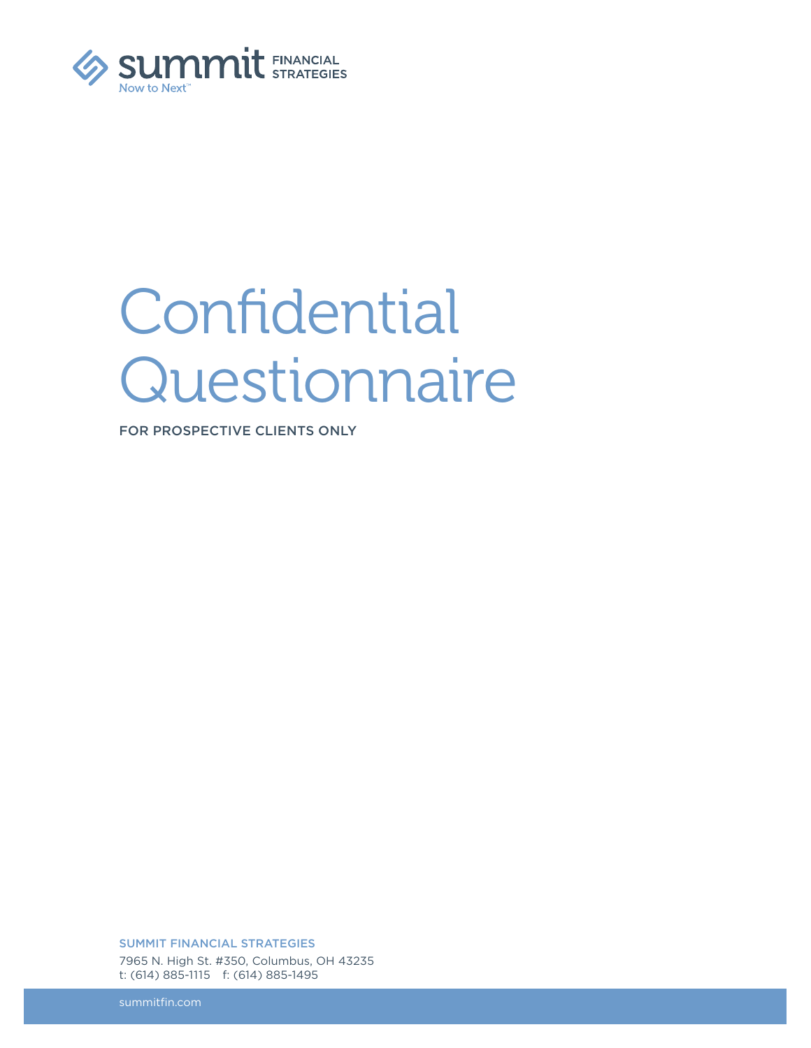summit FINANCIAL STRATEGIES

Now to Next™

# Confidential Questionnaire

FOR PROSPECTIVE CLIENTS ONLY

SUMMIT FINANCIAL STRATEGIES

7965 N. High St. #350, Columbus, OH 43235

t: (614) 885-1115    f: (614) 885-1495

summitfin.com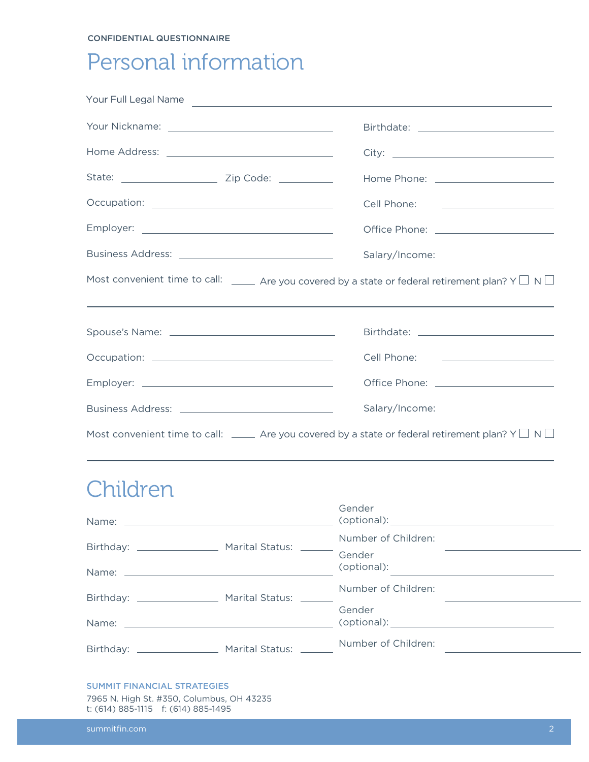CONFIDENTIAL QUESTIONNAIRE

# Personal information

Your Full Legal Name \_\_\_\_\_\_\_\_\_\_\_\_\_\_\_\_\_\_\_\_\_\_\_\_\_\_\_\_\_\_\_\_\_\_\_\_\_\_\_\_\_\_

Your Nickname: \_\_\_\_\_\_\_\_\_\_\_\_\_\_\_\_\_\_\_\_ Birthdate: \_\_\_\_\_\_\_\_\_\_\_\_\_\_\_\_

Home Address: \_\_\_\_\_\_\_\_\_\_\_\_\_\_\_\_\_\_\_\_ City: \_\_\_\_\_\_\_\_\_\_\_\_\_\_\_\_

State: \_\_\_\_\_\_\_\_\_\_ Zip Code: \_\_\_\_\_\_ Home Phone: \_\_\_\_\_\_\_\_\_\_\_\_\_\_\_\_

Occupation: \_\_\_\_\_\_\_\_\_\_\_\_\_\_\_\_\_\_\_\_ Cell Phone: \_\_\_\_\_\_\_\_\_\_\_\_\_\_\_\_

Employer: \_\_\_\_\_\_\_\_\_\_\_\_\_\_\_\_\_\_\_\_ Office Phone: \_\_\_\_\_\_\_\_\_\_\_\_\_\_\_\_

Business Address: \_\_\_\_\_\_\_\_\_\_\_\_\_\_\_\_\_\_\_\_ Salary/Income:

Most convenient time to call: \_\_\_\_\_ Are you covered by a state or federal retirement plan? Y ☐ N ☐

---

Spouse's Name: \_\_\_\_\_\_\_\_\_\_\_\_\_\_\_\_\_\_\_\_ Birthdate: \_\_\_\_\_\_\_\_\_\_\_\_\_\_\_\_

Occupation: \_\_\_\_\_\_\_\_\_\_\_\_\_\_\_\_\_\_\_\_ Cell Phone: \_\_\_\_\_\_\_\_\_\_\_\_\_\_\_\_

Employer: \_\_\_\_\_\_\_\_\_\_\_\_\_\_\_\_\_\_\_\_ Office Phone: \_\_\_\_\_\_\_\_\_\_\_\_\_\_\_\_

Business Address: \_\_\_\_\_\_\_\_\_\_\_\_\_\_\_\_\_\_\_\_ Salary/Income:

Most convenient time to call: \_\_\_\_\_ Are you covered by a state or federal retirement plan? Y ☐ N ☐

---

# Children

Name: \_\_\_\_\_\_\_\_\_\_\_\_\_\_\_\_\_\_\_\_\_\_\_\_\_\_\_\_ Gender (optional): \_\_\_\_\_\_\_\_\_\_\_\_\_\_\_\_

Birthday: \_\_\_\_\_\_\_\_\_\_ Marital Status: \_\_\_\_\_\_ Number of Children: \_\_\_\_\_\_\_\_\_\_\_\_\_\_\_\_

Name: \_\_\_\_\_\_\_\_\_\_\_\_\_\_\_\_\_\_\_\_\_\_\_\_\_\_\_\_ Gender (optional): \_\_\_\_\_\_\_\_\_\_\_\_\_\_\_\_

Birthday: \_\_\_\_\_\_\_\_\_\_ Marital Status: \_\_\_\_\_\_ Number of Children: \_\_\_\_\_\_\_\_\_\_\_\_\_\_\_\_

Name: \_\_\_\_\_\_\_\_\_\_\_\_\_\_\_\_\_\_\_\_\_\_\_\_\_\_\_\_ Gender (optional): \_\_\_\_\_\_\_\_\_\_\_\_\_\_\_\_

Birthday: \_\_\_\_\_\_\_\_\_\_ Marital Status: \_\_\_\_\_\_ Number of Children: \_\_\_\_\_\_\_\_\_\_\_\_\_\_\_\_

SUMMIT FINANCIAL STRATEGIES
7965 N. High St. #350, Columbus, OH 43235
t: (614) 885-1115 f: (614) 885-1495

summitfin.com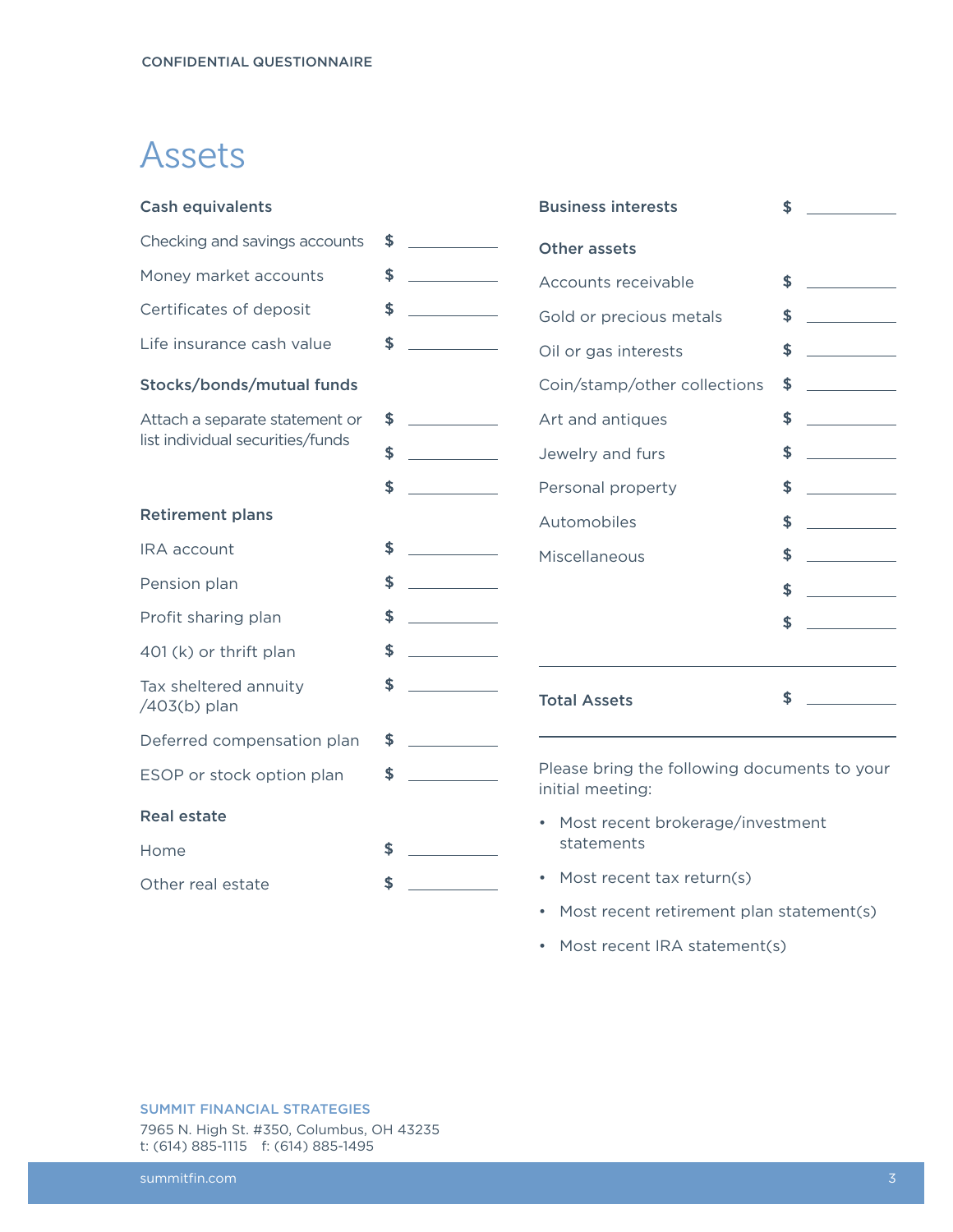# Assets

### Cash equivalents

| | |
|---|---|
| Checking and savings accounts | $ ________ |
| Money market accounts | $ ________ |
| Certificates of deposit | $ ________ |
| Life insurance cash value | $ ________ |

### Stocks/bonds/mutual funds

| | |
|---|---|
| Attach a separate statement or list individual securities/funds | $ ________ |
| | $ ________ |
| | $ ________ |

### Retirement plans

| | |
|---|---|
| IRA account | $ ________ |
| Pension plan | $ ________ |
| Profit sharing plan | $ ________ |
| 401 (k) or thrift plan | $ ________ |
| Tax sheltered annuity /403(b) plan | $ ________ |
| Deferred compensation plan | $ ________ |
| ESOP or stock option plan | $ ________ |

### Real estate

| | |
|---|---|
| Home | $ ________ |
| Other real estate | $ ________ |

### Business interests

$ ________

### Other assets

| | |
|---|---|
| Accounts receivable | $ ________ |
| Gold or precious metals | $ ________ |
| Oil or gas interests | $ ________ |
| Coin/stamp/other collections | $ ________ |
| Art and antiques | $ ________ |
| Jewelry and furs | $ ________ |
| Personal property | $ ________ |
| Automobiles | $ ________ |
| Miscellaneous | $ ________ |
| | $ ________ |
| | $ ________ |

**Total Assets** $ ________

Please bring the following documents to your initial meeting:

- Most recent brokerage/investment statements
- Most recent tax return(s)
- Most recent retirement plan statement(s)
- Most recent IRA statement(s)

SUMMIT FINANCIAL STRATEGIES
7965 N. High St. #350, Columbus, OH 43235
t: (614) 885-1115 f: (614) 885-1495

summitfin.com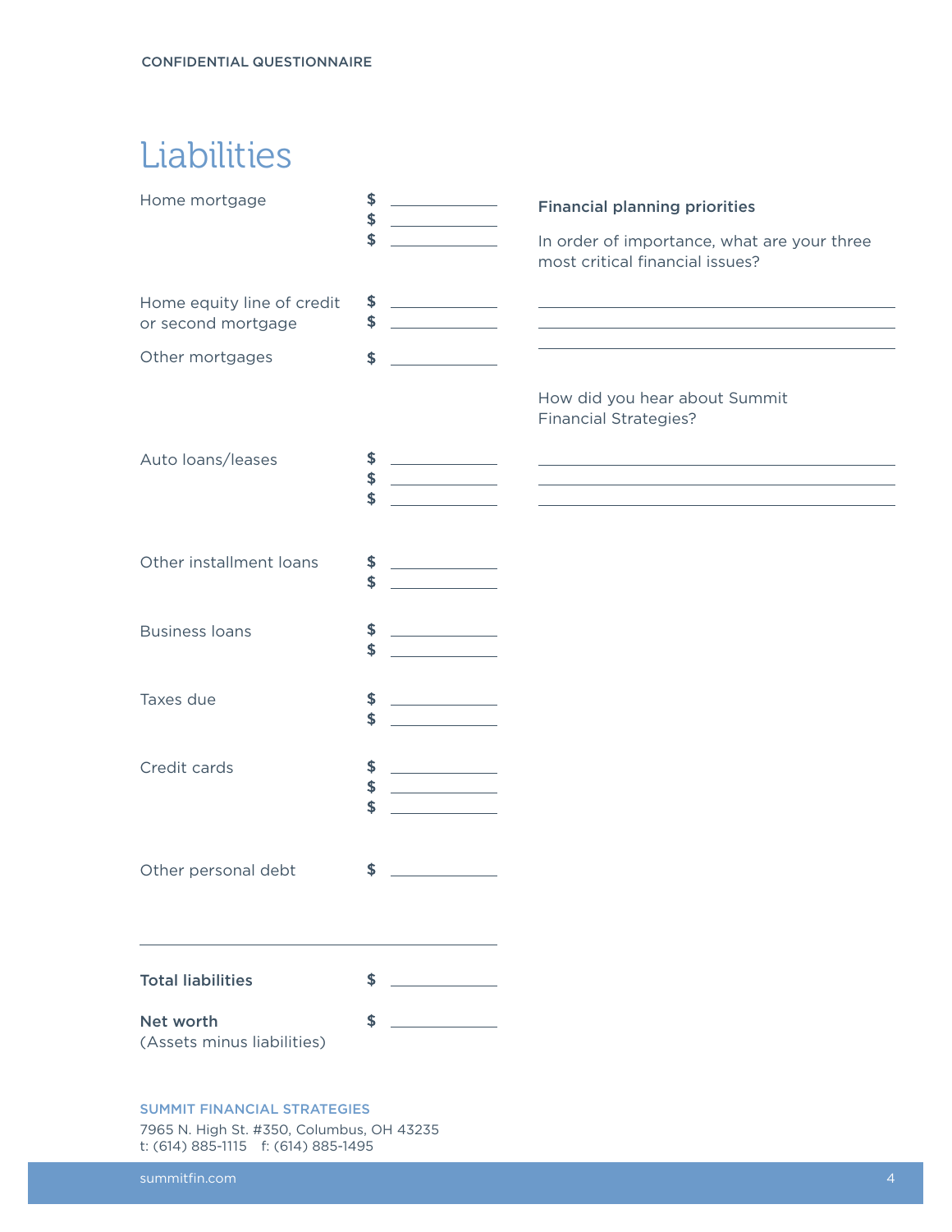# Liabilities

| | |
|---|---|
| Home mortgage | $ ____________ |
| | $ ____________ |
| | $ ____________ |
| Home equity line of credit or second mortgage | $ ____________ |
| | $ ____________ |
| Other mortgages | $ ____________ |
| Auto loans/leases | $ ____________ |
| | $ ____________ |
| | $ ____________ |
| Other installment loans | $ ____________ |
| | $ ____________ |
| Business loans | $ ____________ |
| | $ ____________ |
| Taxes due | $ ____________ |
| | $ ____________ |
| Credit cards | $ ____________ |
| | $ ____________ |
| | $ ____________ |
| Other personal debt | $ ____________ |
| **Total liabilities** | $ ____________ |
| **Net worth** (Assets minus liabilities) | $ ____________ |

**Financial planning priorities**

In order of importance, what are your three most critical financial issues?

______________________________________________

______________________________________________

______________________________________________

How did you hear about Summit Financial Strategies?

______________________________________________

______________________________________________

______________________________________________

SUMMIT FINANCIAL STRATEGIES
7965 N. High St. #350, Columbus, OH 43235
t: (614) 885-1115 f: (614) 885-1495

summitfin.com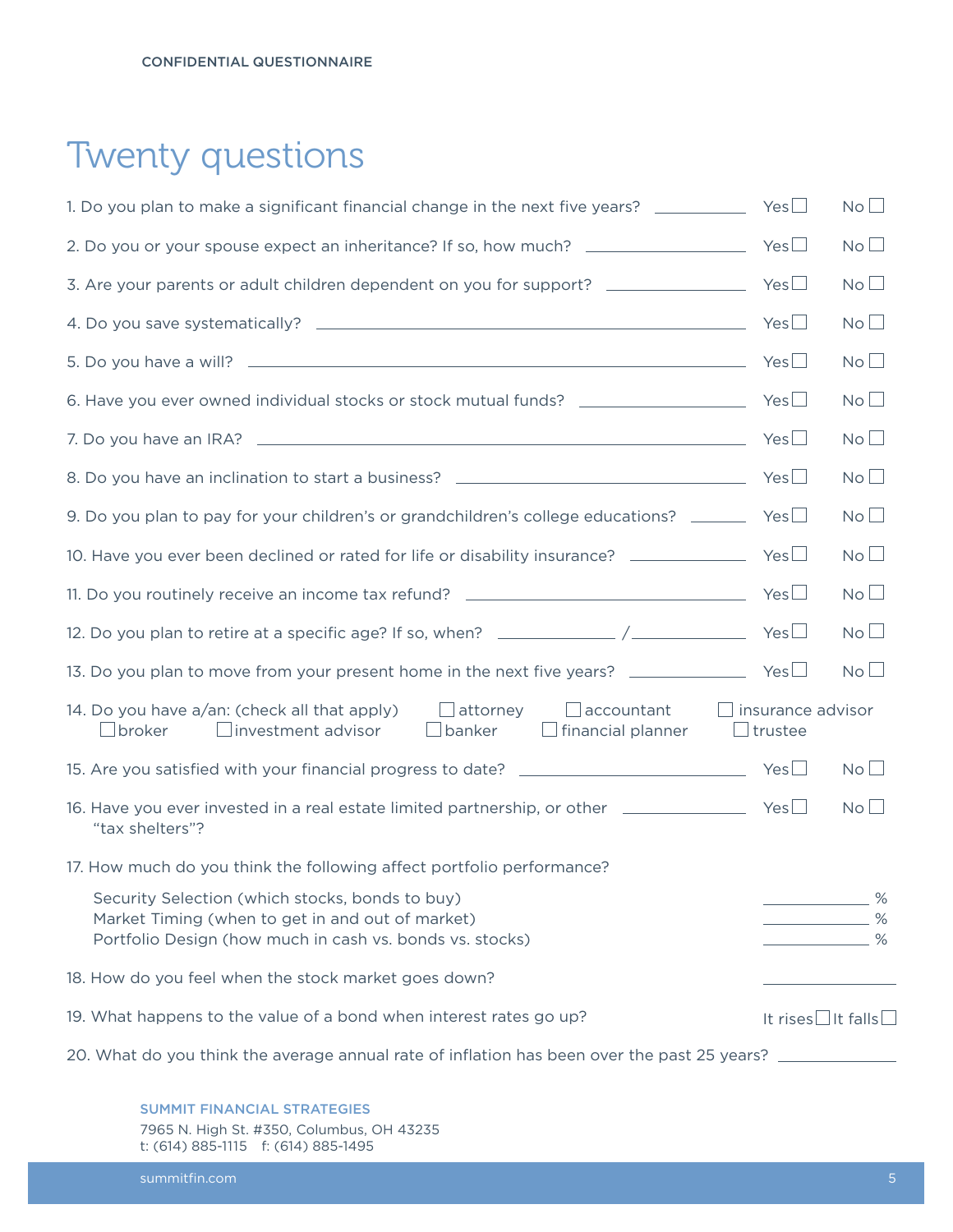CONFIDENTIAL QUESTIONNAIRE

# Twenty questions

1. Do you plan to make a significant financial change in the next five years? ________ Yes ☐ No ☐

2. Do you or your spouse expect an inheritance? If so, how much? ________ Yes ☐ No ☐

3. Are your parents or adult children dependent on you for support? ________ Yes ☐ No ☐

4. Do you save systematically? ________ Yes ☐ No ☐

5. Do you have a will? ________ Yes ☐ No ☐

6. Have you ever owned individual stocks or stock mutual funds? ________ Yes ☐ No ☐

7. Do you have an IRA? ________ Yes ☐ No ☐

8. Do you have an inclination to start a business? ________ Yes ☐ No ☐

9. Do you plan to pay for your children's or grandchildren's college educations? ________ Yes ☐ No ☐

10. Have you ever been declined or rated for life or disability insurance? ________ Yes ☐ No ☐

11. Do you routinely receive an income tax refund? ________ Yes ☐ No ☐

12. Do you plan to retire at a specific age? If so, when? ________ / ________ Yes ☐ No ☐

13. Do you plan to move from your present home in the next five years? ________ Yes ☐ No ☐

14. Do you have a/an: (check all that apply) ☐ attorney ☐ accountant ☐ insurance advisor ☐ broker ☐ investment advisor ☐ banker ☐ financial planner ☐ trustee

15. Are you satisfied with your financial progress to date? ________ Yes ☐ No ☐

16. Have you ever invested in a real estate limited partnership, or other "tax shelters"? ________ Yes ☐ No ☐

17. How much do you think the following affect portfolio performance?

    Security Selection (which stocks, bonds to buy) ________ %
    Market Timing (when to get in and out of market) ________ %
    Portfolio Design (how much in cash vs. bonds vs. stocks) ________ %

18. How do you feel when the stock market goes down? ________

19. What happens to the value of a bond when interest rates go up? It rises ☐ It falls ☐

20. What do you think the average annual rate of inflation has been over the past 25 years? ________

**SUMMIT FINANCIAL STRATEGIES**
7965 N. High St. #350, Columbus, OH 43235
t: (614) 885-1115 f: (614) 885-1495

summitfin.com